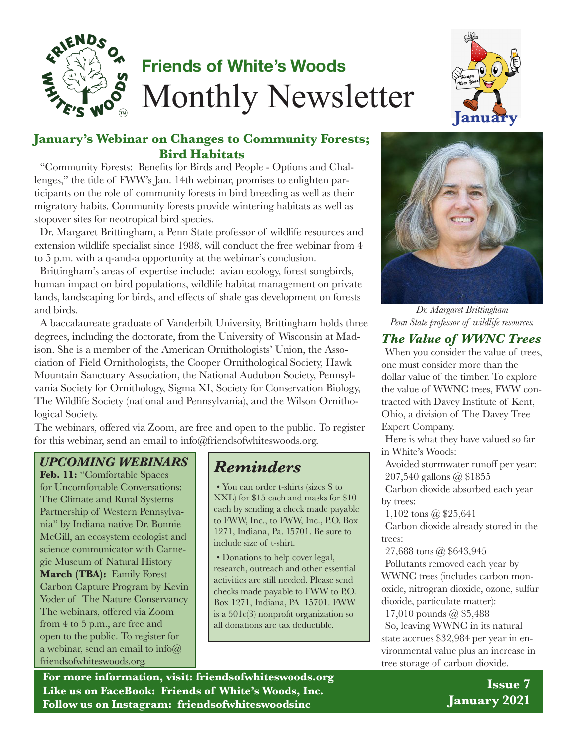# Friends of White's Woods
# Monthly Newsletter

January

## January's Webinar on Changes to Community Forests; Bird Habitats

"Community Forests: Benefits for Birds and People - Options and Challenges," the title of FWW's Jan. 14th webinar, promises to enlighten participants on the role of community forests in bird breeding as well as their migratory habits. Community forests provide wintering habitats as well as stopover sites for neotropical bird species.

Dr. Margaret Brittingham, a Penn State professor of wildlife resources and extension wildlife specialist since 1988, will conduct the free webinar from 4 to 5 p.m. with a q-and-a opportunity at the webinar's conclusion.

Brittingham's areas of expertise include: avian ecology, forest songbirds, human impact on bird populations, wildlife habitat management on private lands, landscaping for birds, and effects of shale gas development on forests and birds.

A baccalaureate graduate of Vanderbilt University, Brittingham holds three degrees, including the doctorate, from the University of Wisconsin at Madison. She is a member of the American Ornithologists' Union, the Association of Field Ornithologists, the Cooper Ornithological Society, Hawk Mountain Sanctuary Association, the National Audubon Society, Pennsylvania Society for Ornithology, Sigma XI, Society for Conservation Biology, The Wildlife Society (national and Pennsylvania), and the Wilson Ornithological Society.

The webinars, offered via Zoom, are free and open to the public. To register for this webinar, send an email to info@friendsofwhiteswoods.org.

*Dr. Margaret Brittingham*
*Penn State professor of wildlife resources.*

### *UPCOMING WEBINARS*

**Feb. 11:** "Comfortable Spaces for Uncomfortable Conversations: The Climate and Rural Systems Partnership of Western Pennsylvania" by Indiana native Dr. Bonnie McGill, an ecosystem ecologist and science communicator with Carnegie Museum of Natural History

**March (TBA):** Family Forest Carbon Capture Program by Kevin Yoder of The Nature Conservancy

The webinars, offered via Zoom from 4 to 5 p.m., are free and open to the public. To register for a webinar, send an email to info@friendsofwhiteswoods.org.

### *Reminders*

- You can order t-shirts (sizes S to XXL) for $15 each and masks for $10 each by sending a check made payable to FWW, Inc., to FWW, Inc., P.O. Box 1271, Indiana, Pa. 15701. Be sure to include size of t-shirt.
- Donations to help cover legal, research, outreach and other essential activities are still needed. Please send checks made payable to FWW to P.O. Box 1271, Indiana, PA 15701. FWW is a 501c(3) nonprofit organization so all donations are tax deductible.

## *The Value of WWNC Trees*

When you consider the value of trees, one must consider more than the dollar value of the timber. To explore the value of WWNC trees, FWW contracted with Davey Institute of Kent, Ohio, a division of The Davey Tree Expert Company.

Here is what they have valued so far in White's Woods:

Avoided stormwater runoff per year:
207,540 gallons @ $1855

Carbon dioxide absorbed each year by trees:
1,102 tons @ $25,641

Carbon dioxide already stored in the trees:
27,688 tons @ $643,945

Pollutants removed each year by WWNC trees (includes carbon monoxide, nitrogran dioxide, ozone, sulfur dioxide, particulate matter):
17,010 pounds @ $5,488

So, leaving WWNC in its natural state accrues $32,984 per year in environmental value plus an increase in tree storage of carbon dioxide.

**For more information, visit: friendsofwhiteswoods.org**
**Like us on FaceBook: Friends of White's Woods, Inc.**
**Follow us on Instagram: friendsofwhiteswoodsinc**

**Issue 7**
**January 2021**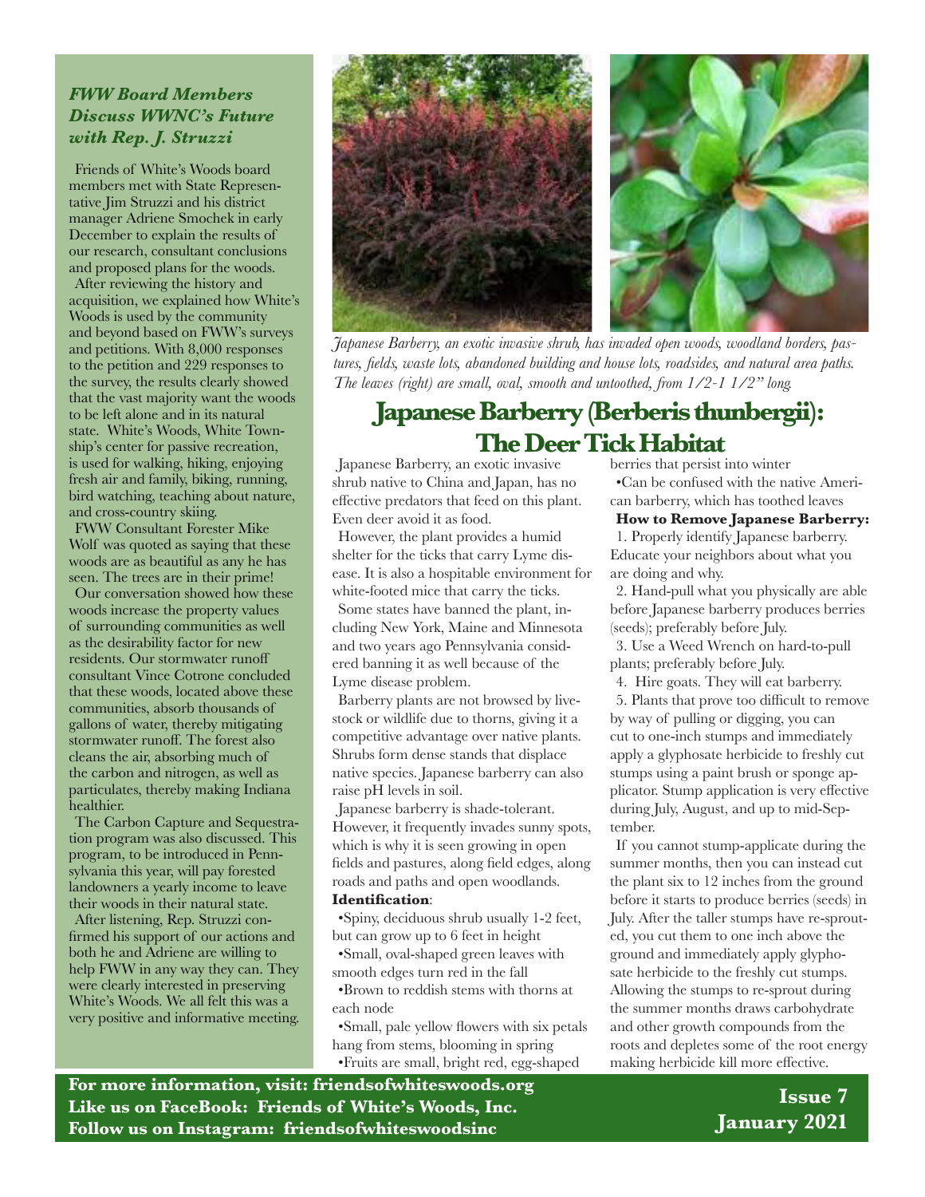### *FWW Board Members Discuss WWNC's Future with Rep. J. Struzzi*

Friends of White's Woods board members met with State Representative Jim Struzzi and his district manager Adriene Smochek in early December to explain the results of our research, consultant conclusions and proposed plans for the woods.

After reviewing the history and acquisition, we explained how White's Woods is used by the community and beyond based on FWW's surveys and petitions. With 8,000 responses to the petition and 229 responses to the survey, the results clearly showed that the vast majority want the woods to be left alone and in its natural state. White's Woods, White Township's center for passive recreation, is used for walking, hiking, enjoying fresh air and family, biking, running, bird watching, teaching about nature, and cross-country skiing.

FWW Consultant Forester Mike Wolf was quoted as saying that these woods are as beautiful as any he has seen. The trees are in their prime!

Our conversation showed how these woods increase the property values of surrounding communities as well as the desirability factor for new residents. Our stormwater runoff consultant Vince Cotrone concluded that these woods, located above these communities, absorb thousands of gallons of water, thereby mitigating stormwater runoff. The forest also cleans the air, absorbing much of the carbon and nitrogen, as well as particulates, thereby making Indiana healthier.

The Carbon Capture and Sequestration program was also discussed. This program, to be introduced in Pennsylvania this year, will pay forested landowners a yearly income to leave their woods in their natural state.

After listening, Rep. Struzzi confirmed his support of our actions and both he and Adriene are willing to help FWW in any way they can. They were clearly interested in preserving White's Woods. We all felt this was a very positive and informative meeting.

*Japanese Barberry, an exotic invasive shrub, has invaded open woods, woodland borders, pastures, fields, waste lots, abandoned building and house lots, roadsides, and natural area paths. The leaves (right) are small, oval, smooth and untoothed, from 1/2-1 1/2" long.*

## Japanese Barberry (Berberis thunbergii): The Deer Tick Habitat

Japanese Barberry, an exotic invasive shrub native to China and Japan, has no effective predators that feed on this plant. Even deer avoid it as food.

However, the plant provides a humid shelter for the ticks that carry Lyme disease. It is also a hospitable environment for white-footed mice that carry the ticks.

Some states have banned the plant, including New York, Maine and Minnesota and two years ago Pennsylvania considered banning it as well because of the Lyme disease problem.

Barberry plants are not browsed by livestock or wildlife due to thorns, giving it a competitive advantage over native plants. Shrubs form dense stands that displace native species. Japanese barberry can also raise pH levels in soil.

Japanese barberry is shade-tolerant. However, it frequently invades sunny spots, which is why it is seen growing in open fields and pastures, along field edges, along roads and paths and open woodlands.

**Identification**:

- Spiny, deciduous shrub usually 1-2 feet, but can grow up to 6 feet in height
- Small, oval-shaped green leaves with smooth edges turn red in the fall
- Brown to reddish stems with thorns at each node
- Small, pale yellow flowers with six petals hang from stems, blooming in spring
- Fruits are small, bright red, egg-shaped berries that persist into winter
- Can be confused with the native American barberry, which has toothed leaves

**How to Remove Japanese Barberry:**

1. Properly identify Japanese barberry. Educate your neighbors about what you are doing and why.
2. Hand-pull what you physically are able before Japanese barberry produces berries (seeds); preferably before July.
3. Use a Weed Wrench on hard-to-pull plants; preferably before July.
4. Hire goats. They will eat barberry.
5. Plants that prove too difficult to remove by way of pulling or digging, you can cut to one-inch stumps and immediately apply a glyphosate herbicide to freshly cut stumps using a paint brush or sponge applicator. Stump application is very effective during July, August, and up to mid-September.

If you cannot stump-applicate during the summer months, then you can instead cut the plant six to 12 inches from the ground before it starts to produce berries (seeds) in July. After the taller stumps have re-sprouted, you cut them to one inch above the ground and immediately apply glyphosate herbicide to the freshly cut stumps. Allowing the stumps to re-sprout during the summer months draws carbohydrate and other growth compounds from the roots and depletes some of the root energy making herbicide kill more effective.

**For more information, visit: friendsofwhiteswoods.org**
**Like us on FaceBook: Friends of White's Woods, Inc.**
**Follow us on Instagram: friendsofwhiteswoodsinc**

**Issue 7**
**January 2021**